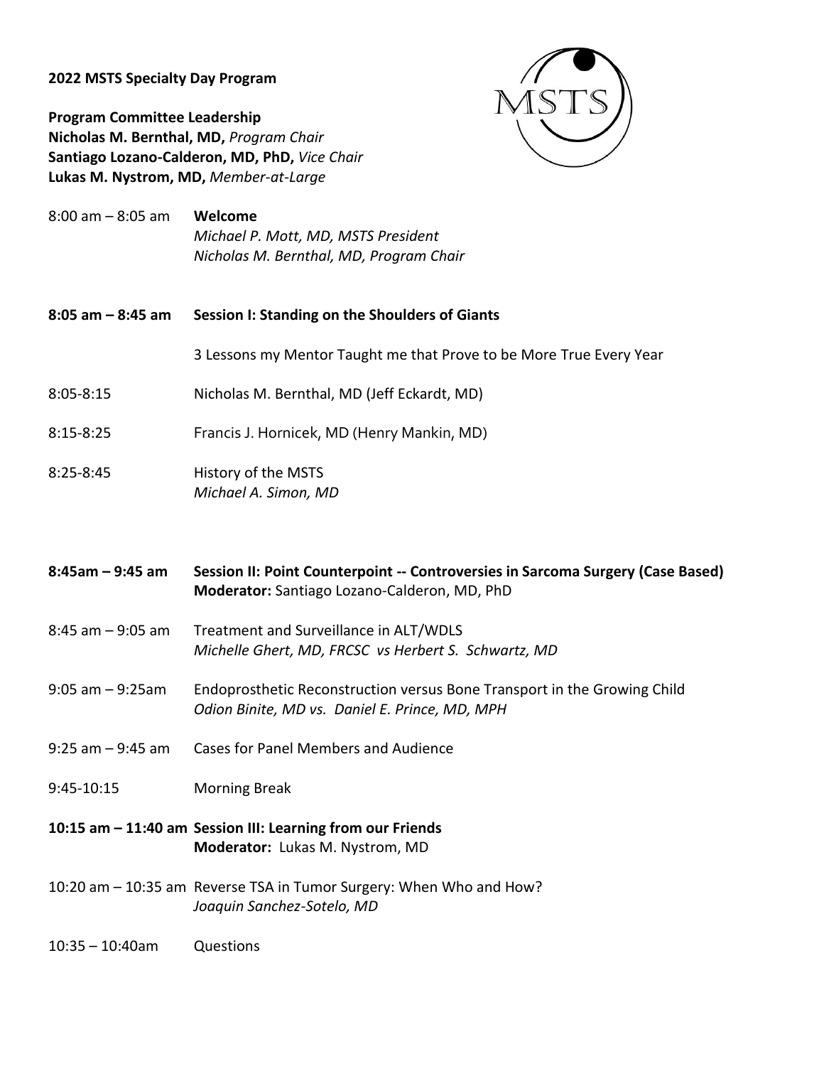**2022 MSTS Specialty Day Program**

**Program Committee Leadership**
**Nicholas M. Bernthal, MD,** *Program Chair*
**Santiago Lozano-Calderon, MD, PhD,** *Vice Chair*
**Lukas M. Nystrom, MD,** *Member-at-Large*

8:00 am – 8:05 am **Welcome**
*Michael P. Mott, MD, MSTS President*
*Nicholas M. Bernthal, MD, Program Chair*

**8:05 am – 8:45 am Session I: Standing on the Shoulders of Giants**

3 Lessons my Mentor Taught me that Prove to be More True Every Year

8:05-8:15 Nicholas M. Bernthal, MD (Jeff Eckardt, MD)

8:15-8:25 Francis J. Hornicek, MD (Henry Mankin, MD)

8:25-8:45 History of the MSTS
*Michael A. Simon, MD*

**8:45am – 9:45 am Session II: Point Counterpoint -- Controversies in Sarcoma Surgery (Case Based)**
**Moderator:** Santiago Lozano-Calderon, MD, PhD

8:45 am – 9:05 am Treatment and Surveillance in ALT/WDLS
*Michelle Ghert, MD, FRCSC vs Herbert S. Schwartz, MD*

9:05 am – 9:25am Endoprosthetic Reconstruction versus Bone Transport in the Growing Child
*Odion Binite, MD vs. Daniel E. Prince, MD, MPH*

9:25 am – 9:45 am Cases for Panel Members and Audience

9:45-10:15 Morning Break

**10:15 am – 11:40 am Session III: Learning from our Friends**
**Moderator:** Lukas M. Nystrom, MD

10:20 am – 10:35 am Reverse TSA in Tumor Surgery: When Who and How?
*Joaquin Sanchez-Sotelo, MD*

10:35 – 10:40am Questions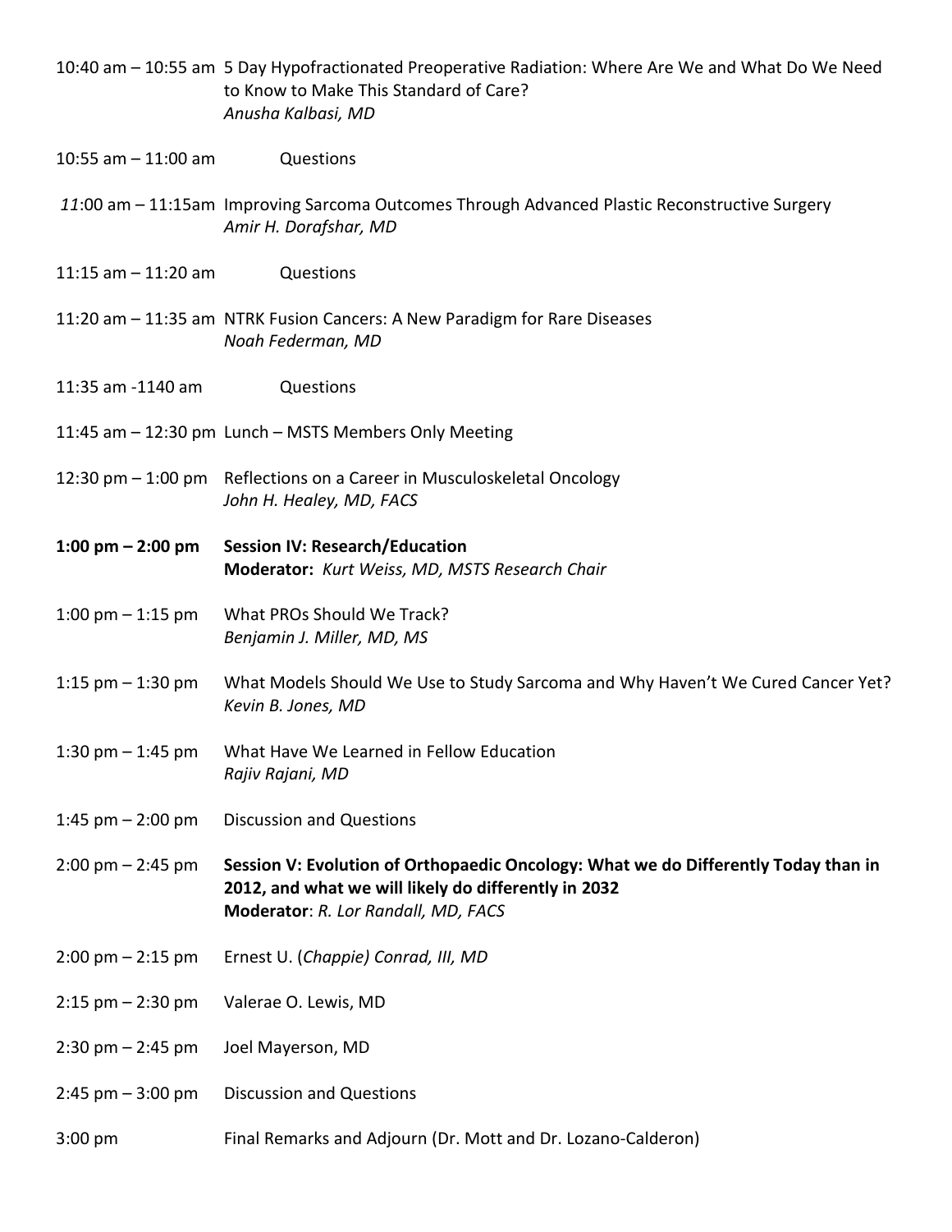10:40 am – 10:55 am 5 Day Hypofractionated Preoperative Radiation: Where Are We and What Do We Need to Know to Make This Standard of Care?
*Anusha Kalbasi, MD*

10:55 am – 11:00 am Questions

*11*:00 am – 11:15am Improving Sarcoma Outcomes Through Advanced Plastic Reconstructive Surgery
*Amir H. Dorafshar, MD*

11:15 am – 11:20 am Questions

11:20 am – 11:35 am NTRK Fusion Cancers: A New Paradigm for Rare Diseases
*Noah Federman, MD*

11:35 am -1140 am Questions

11:45 am – 12:30 pm Lunch – MSTS Members Only Meeting

12:30 pm – 1:00 pm Reflections on a Career in Musculoskeletal Oncology
*John H. Healey, MD, FACS*

**1:00 pm – 2:00 pm Session IV: Research/Education**
**Moderator:** *Kurt Weiss, MD, MSTS Research Chair*

1:00 pm – 1:15 pm What PROs Should We Track?
*Benjamin J. Miller, MD, MS*

1:15 pm – 1:30 pm What Models Should We Use to Study Sarcoma and Why Haven't We Cured Cancer Yet?
*Kevin B. Jones, MD*

1:30 pm – 1:45 pm What Have We Learned in Fellow Education
*Rajiv Rajani, MD*

1:45 pm – 2:00 pm Discussion and Questions

2:00 pm – 2:45 pm **Session V: Evolution of Orthopaedic Oncology: What we do Differently Today than in 2012, and what we will likely do differently in 2032**
**Moderator**: *R. Lor Randall, MD, FACS*

2:00 pm – 2:15 pm Ernest U. (*Chappie) Conrad, III, MD*

2:15 pm – 2:30 pm Valerae O. Lewis, MD

2:30 pm – 2:45 pm Joel Mayerson, MD

2:45 pm – 3:00 pm Discussion and Questions

3:00 pm Final Remarks and Adjourn (Dr. Mott and Dr. Lozano-Calderon)